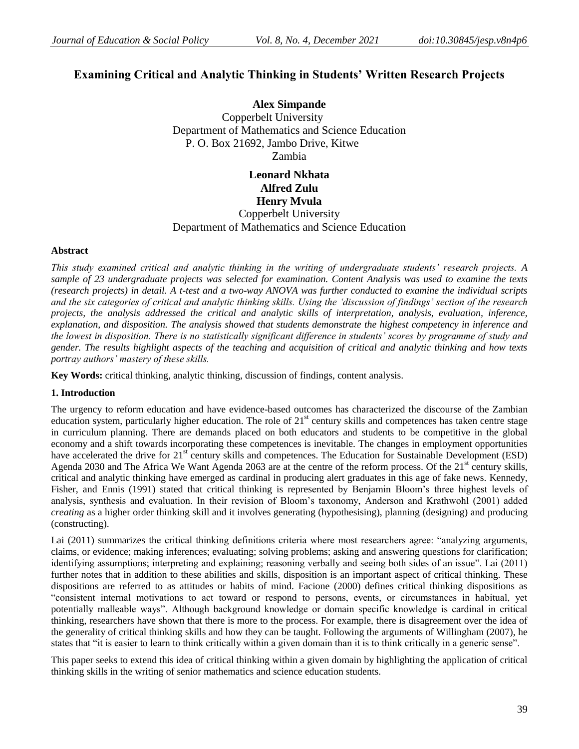# Examining Critical and Analytic Thinking in Students' Written Research Projects

**Alex Simpande**
Copperbelt University
Department of Mathematics and Science Education
P. O. Box 21692, Jambo Drive, Kitwe
Zambia

**Leonard Nkhata**
**Alfred Zulu**
**Henry Mvula**
Copperbelt University
Department of Mathematics and Science Education

### Abstract

*This study examined critical and analytic thinking in the writing of undergraduate students' research projects. A sample of 23 undergraduate projects was selected for examination. Content Analysis was used to examine the texts (research projects) in detail. A t-test and a two-way ANOVA was further conducted to examine the individual scripts and the six categories of critical and analytic thinking skills. Using the 'discussion of findings' section of the research projects, the analysis addressed the critical and analytic skills of interpretation, analysis, evaluation, inference, explanation, and disposition. The analysis showed that students demonstrate the highest competency in inference and the lowest in disposition. There is no statistically significant difference in students' scores by programme of study and gender. The results highlight aspects of the teaching and acquisition of critical and analytic thinking and how texts portray authors' mastery of these skills.*

**Key Words:** critical thinking, analytic thinking, discussion of findings, content analysis.

## 1. Introduction

The urgency to reform education and have evidence-based outcomes has characterized the discourse of the Zambian education system, particularly higher education. The role of 21$^{st}$ century skills and competences has taken centre stage in curriculum planning. There are demands placed on both educators and students to be competitive in the global economy and a shift towards incorporating these competences is inevitable. The changes in employment opportunities have accelerated the drive for 21$^{st}$ century skills and competences. The Education for Sustainable Development (ESD) Agenda 2030 and The Africa We Want Agenda 2063 are at the centre of the reform process. Of the 21$^{st}$ century skills, critical and analytic thinking have emerged as cardinal in producing alert graduates in this age of fake news. Kennedy, Fisher, and Ennis (1991) stated that critical thinking is represented by Benjamin Bloom's three highest levels of analysis, synthesis and evaluation. In their revision of Bloom's taxonomy, Anderson and Krathwohl (2001) added *creating* as a higher order thinking skill and it involves generating (hypothesising), planning (designing) and producing (constructing).

Lai (2011) summarizes the critical thinking definitions criteria where most researchers agree: "analyzing arguments, claims, or evidence; making inferences; evaluating; solving problems; asking and answering questions for clarification; identifying assumptions; interpreting and explaining; reasoning verbally and seeing both sides of an issue". Lai (2011) further notes that in addition to these abilities and skills, disposition is an important aspect of critical thinking. These dispositions are referred to as attitudes or habits of mind. Facione (2000) defines critical thinking dispositions as "consistent internal motivations to act toward or respond to persons, events, or circumstances in habitual, yet potentially malleable ways". Although background knowledge or domain specific knowledge is cardinal in critical thinking, researchers have shown that there is more to the process. For example, there is disagreement over the idea of the generality of critical thinking skills and how they can be taught. Following the arguments of Willingham (2007), he states that "it is easier to learn to think critically within a given domain than it is to think critically in a generic sense".

This paper seeks to extend this idea of critical thinking within a given domain by highlighting the application of critical thinking skills in the writing of senior mathematics and science education students.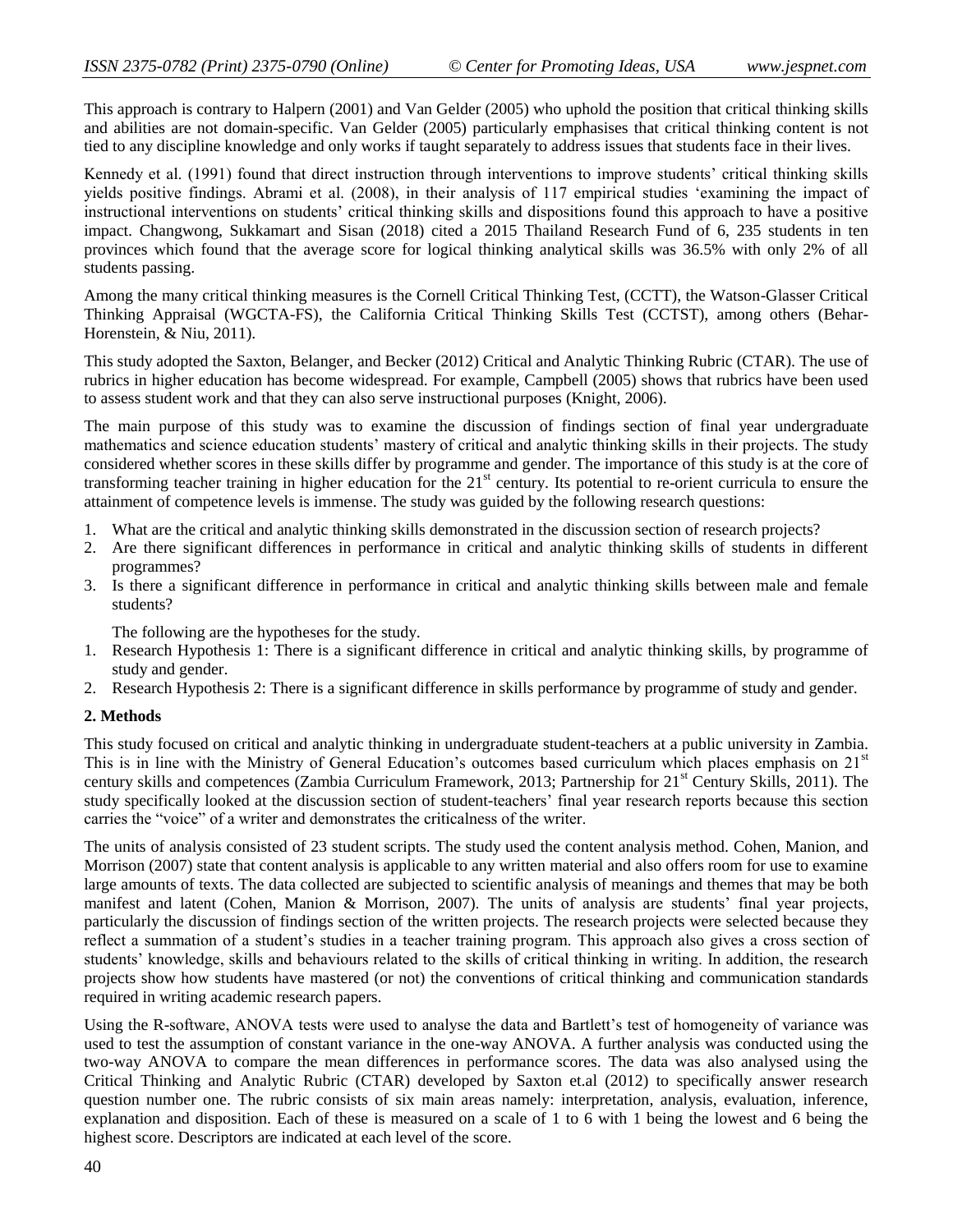This approach is contrary to Halpern (2001) and Van Gelder (2005) who uphold the position that critical thinking skills and abilities are not domain-specific. Van Gelder (2005) particularly emphasises that critical thinking content is not tied to any discipline knowledge and only works if taught separately to address issues that students face in their lives.

Kennedy et al. (1991) found that direct instruction through interventions to improve students' critical thinking skills yields positive findings. Abrami et al. (2008), in their analysis of 117 empirical studies 'examining the impact of instructional interventions on students' critical thinking skills and dispositions found this approach to have a positive impact. Changwong, Sukkamart and Sisan (2018) cited a 2015 Thailand Research Fund of 6, 235 students in ten provinces which found that the average score for logical thinking analytical skills was 36.5% with only 2% of all students passing.

Among the many critical thinking measures is the Cornell Critical Thinking Test, (CCTT), the Watson-Glasser Critical Thinking Appraisal (WGCTA-FS), the California Critical Thinking Skills Test (CCTST), among others (Behar-Horenstein, & Niu, 2011).

This study adopted the Saxton, Belanger, and Becker (2012) Critical and Analytic Thinking Rubric (CTAR). The use of rubrics in higher education has become widespread. For example, Campbell (2005) shows that rubrics have been used to assess student work and that they can also serve instructional purposes (Knight, 2006).

The main purpose of this study was to examine the discussion of findings section of final year undergraduate mathematics and science education students' mastery of critical and analytic thinking skills in their projects. The study considered whether scores in these skills differ by programme and gender. The importance of this study is at the core of transforming teacher training in higher education for the 21st century. Its potential to re-orient curricula to ensure the attainment of competence levels is immense. The study was guided by the following research questions:

1. What are the critical and analytic thinking skills demonstrated in the discussion section of research projects?
2. Are there significant differences in performance in critical and analytic thinking skills of students in different programmes?
3. Is there a significant difference in performance in critical and analytic thinking skills between male and female students?

The following are the hypotheses for the study.

1. Research Hypothesis 1: There is a significant difference in critical and analytic thinking skills, by programme of study and gender.
2. Research Hypothesis 2: There is a significant difference in skills performance by programme of study and gender.

## 2. Methods

This study focused on critical and analytic thinking in undergraduate student-teachers at a public university in Zambia. This is in line with the Ministry of General Education's outcomes based curriculum which places emphasis on 21st century skills and competences (Zambia Curriculum Framework, 2013; Partnership for 21st Century Skills, 2011). The study specifically looked at the discussion section of student-teachers' final year research reports because this section carries the "voice" of a writer and demonstrates the criticalness of the writer.

The units of analysis consisted of 23 student scripts. The study used the content analysis method. Cohen, Manion, and Morrison (2007) state that content analysis is applicable to any written material and also offers room for use to examine large amounts of texts. The data collected are subjected to scientific analysis of meanings and themes that may be both manifest and latent (Cohen, Manion & Morrison, 2007). The units of analysis are students' final year projects, particularly the discussion of findings section of the written projects. The research projects were selected because they reflect a summation of a student's studies in a teacher training program. This approach also gives a cross section of students' knowledge, skills and behaviours related to the skills of critical thinking in writing. In addition, the research projects show how students have mastered (or not) the conventions of critical thinking and communication standards required in writing academic research papers.

Using the R-software, ANOVA tests were used to analyse the data and Bartlett's test of homogeneity of variance was used to test the assumption of constant variance in the one-way ANOVA. A further analysis was conducted using the two-way ANOVA to compare the mean differences in performance scores. The data was also analysed using the Critical Thinking and Analytic Rubric (CTAR) developed by Saxton et.al (2012) to specifically answer research question number one. The rubric consists of six main areas namely: interpretation, analysis, evaluation, inference, explanation and disposition. Each of these is measured on a scale of 1 to 6 with 1 being the lowest and 6 being the highest score. Descriptors are indicated at each level of the score.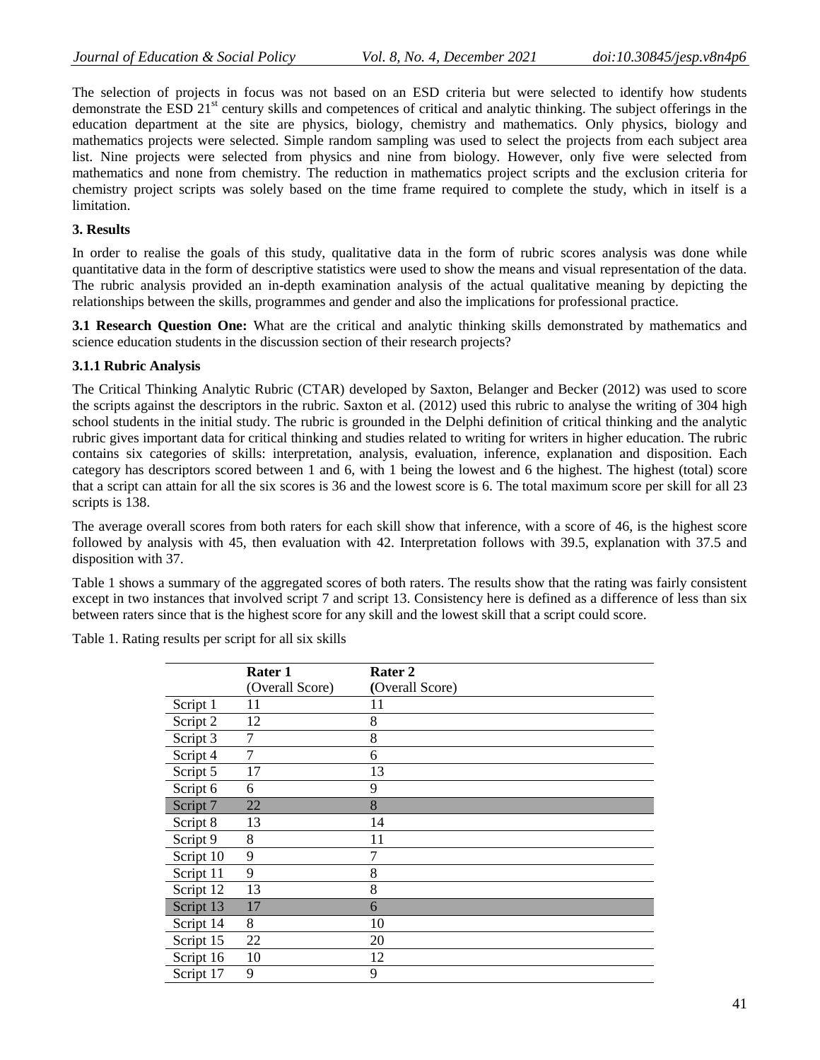The selection of projects in focus was not based on an ESD criteria but were selected to identify how students demonstrate the ESD 21st century skills and competences of critical and analytic thinking. The subject offerings in the education department at the site are physics, biology, chemistry and mathematics. Only physics, biology and mathematics projects were selected. Simple random sampling was used to select the projects from each subject area list. Nine projects were selected from physics and nine from biology. However, only five were selected from mathematics and none from chemistry. The reduction in mathematics project scripts and the exclusion criteria for chemistry project scripts was solely based on the time frame required to complete the study, which in itself is a limitation.

## 3. Results

In order to realise the goals of this study, qualitative data in the form of rubric scores analysis was done while quantitative data in the form of descriptive statistics were used to show the means and visual representation of the data. The rubric analysis provided an in-depth examination analysis of the actual qualitative meaning by depicting the relationships between the skills, programmes and gender and also the implications for professional practice.

**3.1 Research Question One:** What are the critical and analytic thinking skills demonstrated by mathematics and science education students in the discussion section of their research projects?

### 3.1.1 Rubric Analysis

The Critical Thinking Analytic Rubric (CTAR) developed by Saxton, Belanger and Becker (2012) was used to score the scripts against the descriptors in the rubric. Saxton et al. (2012) used this rubric to analyse the writing of 304 high school students in the initial study. The rubric is grounded in the Delphi definition of critical thinking and the analytic rubric gives important data for critical thinking and studies related to writing for writers in higher education. The rubric contains six categories of skills: interpretation, analysis, evaluation, inference, explanation and disposition. Each category has descriptors scored between 1 and 6, with 1 being the lowest and 6 the highest. The highest (total) score that a script can attain for all the six scores is 36 and the lowest score is 6. The total maximum score per skill for all 23 scripts is 138.

The average overall scores from both raters for each skill show that inference, with a score of 46, is the highest score followed by analysis with 45, then evaluation with 42. Interpretation follows with 39.5, explanation with 37.5 and disposition with 37.

Table 1 shows a summary of the aggregated scores of both raters. The results show that the rating was fairly consistent except in two instances that involved script 7 and script 13. Consistency here is defined as a difference of less than six between raters since that is the highest score for any skill and the lowest skill that a script could score.

Table 1. Rating results per script for all six skills

| | **Rater 1** (Overall Score) | **Rater 2** **(**Overall Score) |
|---|---|---|
| Script 1 | 11 | 11 |
| Script 2 | 12 | 8 |
| Script 3 | 7 | 8 |
| Script 4 | 7 | 6 |
| Script 5 | 17 | 13 |
| Script 6 | 6 | 9 |
| Script 7 | 22 | 8 |
| Script 8 | 13 | 14 |
| Script 9 | 8 | 11 |
| Script 10 | 9 | 7 |
| Script 11 | 9 | 8 |
| Script 12 | 13 | 8 |
| Script 13 | 17 | 6 |
| Script 14 | 8 | 10 |
| Script 15 | 22 | 20 |
| Script 16 | 10 | 12 |
| Script 17 | 9 | 9 |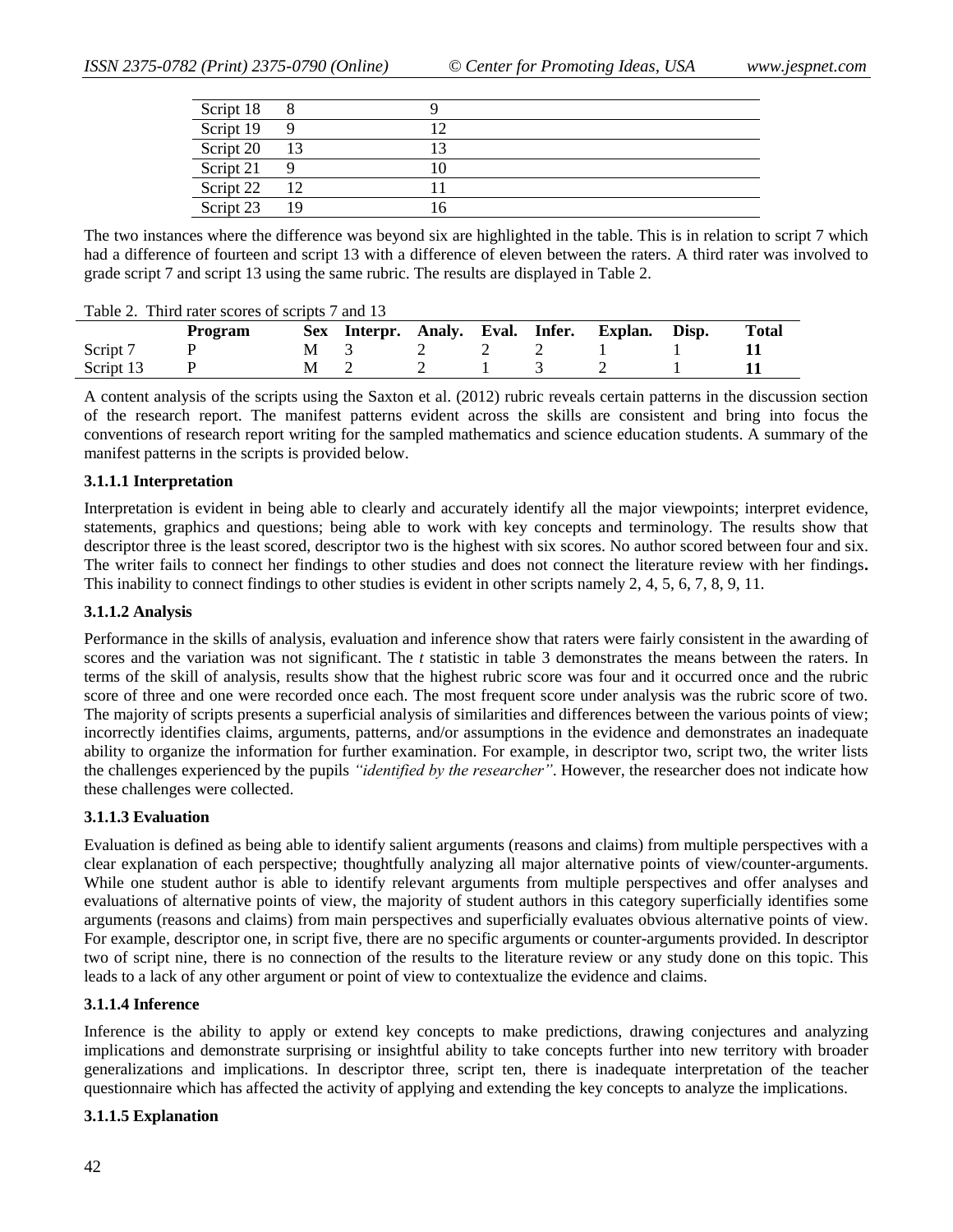| | | |
|---|---|---|
| Script 18 | 8 | 9 |
| Script 19 | 9 | 12 |
| Script 20 | 13 | 13 |
| Script 21 | 9 | 10 |
| Script 22 | 12 | 11 |
| Script 23 | 19 | 16 |

The two instances where the difference was beyond six are highlighted in the table. This is in relation to script 7 which had a difference of fourteen and script 13 with a difference of eleven between the raters. A third rater was involved to grade script 7 and script 13 using the same rubric. The results are displayed in Table 2.

Table 2. Third rater scores of scripts 7 and 13

| | Program | Sex | Interpr. | Analy. | Eval. | Infer. | Explan. | Disp. | Total |
|---|---|---|---|---|---|---|---|---|---|
| Script 7 | P | M | 3 | 2 | 2 | 2 | 1 | 1 | **11** |
| Script 13 | P | M | 2 | 2 | 1 | 3 | 2 | 1 | **11** |

A content analysis of the scripts using the Saxton et al. (2012) rubric reveals certain patterns in the discussion section of the research report. The manifest patterns evident across the skills are consistent and bring into focus the conventions of research report writing for the sampled mathematics and science education students. A summary of the manifest patterns in the scripts is provided below.

#### 3.1.1.1 Interpretation

Interpretation is evident in being able to clearly and accurately identify all the major viewpoints; interpret evidence, statements, graphics and questions; being able to work with key concepts and terminology. The results show that descriptor three is the least scored, descriptor two is the highest with six scores. No author scored between four and six. The writer fails to connect her findings to other studies and does not connect the literature review with her findings**.** This inability to connect findings to other studies is evident in other scripts namely 2, 4, 5, 6, 7, 8, 9, 11.

#### 3.1.1.2 Analysis

Performance in the skills of analysis, evaluation and inference show that raters were fairly consistent in the awarding of scores and the variation was not significant. The *t* statistic in table 3 demonstrates the means between the raters. In terms of the skill of analysis, results show that the highest rubric score was four and it occurred once and the rubric score of three and one were recorded once each. The most frequent score under analysis was the rubric score of two. The majority of scripts presents a superficial analysis of similarities and differences between the various points of view; incorrectly identifies claims, arguments, patterns, and/or assumptions in the evidence and demonstrates an inadequate ability to organize the information for further examination. For example, in descriptor two, script two, the writer lists the challenges experienced by the pupils *"identified by the researcher"*. However, the researcher does not indicate how these challenges were collected.

#### 3.1.1.3 Evaluation

Evaluation is defined as being able to identify salient arguments (reasons and claims) from multiple perspectives with a clear explanation of each perspective; thoughtfully analyzing all major alternative points of view/counter-arguments. While one student author is able to identify relevant arguments from multiple perspectives and offer analyses and evaluations of alternative points of view, the majority of student authors in this category superficially identifies some arguments (reasons and claims) from main perspectives and superficially evaluates obvious alternative points of view. For example, descriptor one, in script five, there are no specific arguments or counter-arguments provided. In descriptor two of script nine, there is no connection of the results to the literature review or any study done on this topic. This leads to a lack of any other argument or point of view to contextualize the evidence and claims.

#### 3.1.1.4 Inference

Inference is the ability to apply or extend key concepts to make predictions, drawing conjectures and analyzing implications and demonstrate surprising or insightful ability to take concepts further into new territory with broader generalizations and implications. In descriptor three, script ten, there is inadequate interpretation of the teacher questionnaire which has affected the activity of applying and extending the key concepts to analyze the implications.

#### 3.1.1.5 Explanation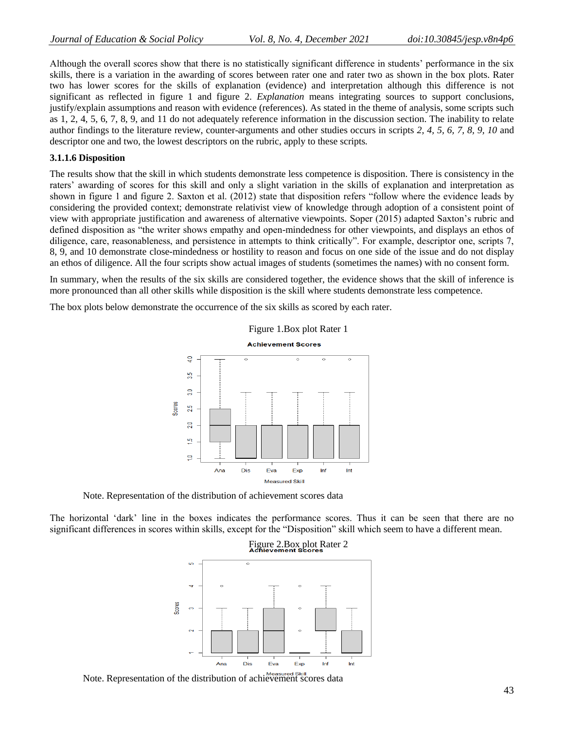Although the overall scores show that there is no statistically significant difference in students' performance in the six skills, there is a variation in the awarding of scores between rater one and rater two as shown in the box plots. Rater two has lower scores for the skills of explanation (evidence) and interpretation although this difference is not significant as reflected in figure 1 and figure 2. *Explanation* means integrating sources to support conclusions, justify/explain assumptions and reason with evidence (references). As stated in the theme of analysis, some scripts such as 1, 2, 4, 5, 6, 7, 8, 9, and 11 do not adequately reference information in the discussion section. The inability to relate author findings to the literature review, counter-arguments and other studies occurs in scripts *2, 4, 5, 6, 7, 8, 9, 10* and descriptor one and two, the lowest descriptors on the rubric, apply to these scripts*.*

#### 3.1.1.6 Disposition

The results show that the skill in which students demonstrate less competence is disposition. There is consistency in the raters' awarding of scores for this skill and only a slight variation in the skills of explanation and interpretation as shown in figure 1 and figure 2. Saxton et al. (2012) state that disposition refers "follow where the evidence leads by considering the provided context; demonstrate relativist view of knowledge through adoption of a consistent point of view with appropriate justification and awareness of alternative viewpoints. Soper (2015) adapted Saxton's rubric and defined disposition as "the writer shows empathy and open-mindedness for other viewpoints, and displays an ethos of diligence, care, reasonableness, and persistence in attempts to think critically". For example, descriptor one, scripts 7, 8, 9, and 10 demonstrate close-mindedness or hostility to reason and focus on one side of the issue and do not display an ethos of diligence. All the four scripts show actual images of students (sometimes the names) with no consent form.

In summary, when the results of the six skills are considered together, the evidence shows that the skill of inference is more pronounced than all other skills while disposition is the skill where students demonstrate less competence.

The box plots below demonstrate the occurrence of the six skills as scored by each rater.

Figure 1.Box plot Rater 1

Note. Representation of the distribution of achievement scores data

The horizontal 'dark' line in the boxes indicates the performance scores. Thus it can be seen that there are no significant differences in scores within skills, except for the "Disposition" skill which seem to have a different mean.

Figure 2.Box plot Rater 2

Note. Representation of the distribution of achievement scores data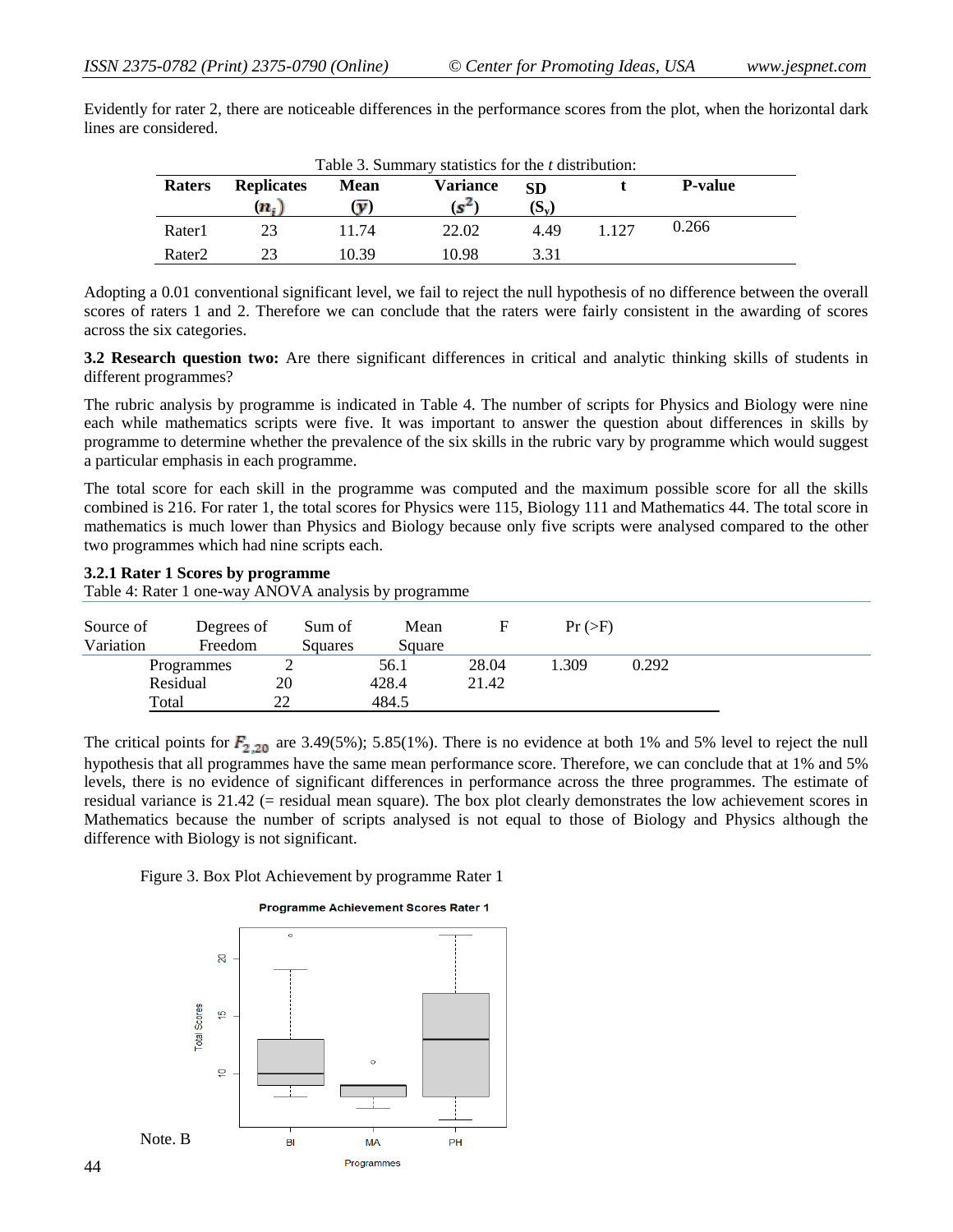Evidently for rater 2, there are noticeable differences in the performance scores from the plot, when the horizontal dark lines are considered.

Table 3. Summary statistics for the *t* distribution:

| Raters | Replicates ($n_i$) | Mean ($\bar{y}$) | Variance ($s^2$) | SD ($S_y$) | t | P-value |
|---|---|---|---|---|---|---|
| Rater1 | 23 | 11.74 | 22.02 | 4.49 | 1.127 | 0.266 |
| Rater2 | 23 | 10.39 | 10.98 | 3.31 | | |

Adopting a 0.01 conventional significant level, we fail to reject the null hypothesis of no difference between the overall scores of raters 1 and 2. Therefore we can conclude that the raters were fairly consistent in the awarding of scores across the six categories.

**3.2 Research question two:** Are there significant differences in critical and analytic thinking skills of students in different programmes?

The rubric analysis by programme is indicated in Table 4. The number of scripts for Physics and Biology were nine each while mathematics scripts were five. It was important to answer the question about differences in skills by programme to determine whether the prevalence of the six skills in the rubric vary by programme which would suggest a particular emphasis in each programme.

The total score for each skill in the programme was computed and the maximum possible score for all the skills combined is 216. For rater 1, the total scores for Physics were 115, Biology 111 and Mathematics 44. The total score in mathematics is much lower than Physics and Biology because only five scripts were analysed compared to the other two programmes which had nine scripts each.

### 3.2.1 Rater 1 Scores by programme

Table 4: Rater 1 one-way ANOVA analysis by programme

| Source of Variation | Degrees of Freedom | Sum of Squares | Mean Square | F | Pr (>F) |
|---|---|---|---|---|---|
| Programmes | 2 | 56.1 | 28.04 | 1.309 | 0.292 |
| Residual | 20 | 428.4 | 21.42 | | |
| Total | 22 | 484.5 | | | |

The critical points for $F_{2,20}$ are 3.49(5%); 5.85(1%). There is no evidence at both 1% and 5% level to reject the null hypothesis that all programmes have the same mean performance score. Therefore, we can conclude that at 1% and 5% levels, there is no evidence of significant differences in performance across the three programmes. The estimate of residual variance is 21.42 (= residual mean square). The box plot clearly demonstrates the low achievement scores in Mathematics because the number of scripts analysed is not equal to those of Biology and Physics although the difference with Biology is not significant.

Figure 3. Box Plot Achievement by programme Rater 1

Note. B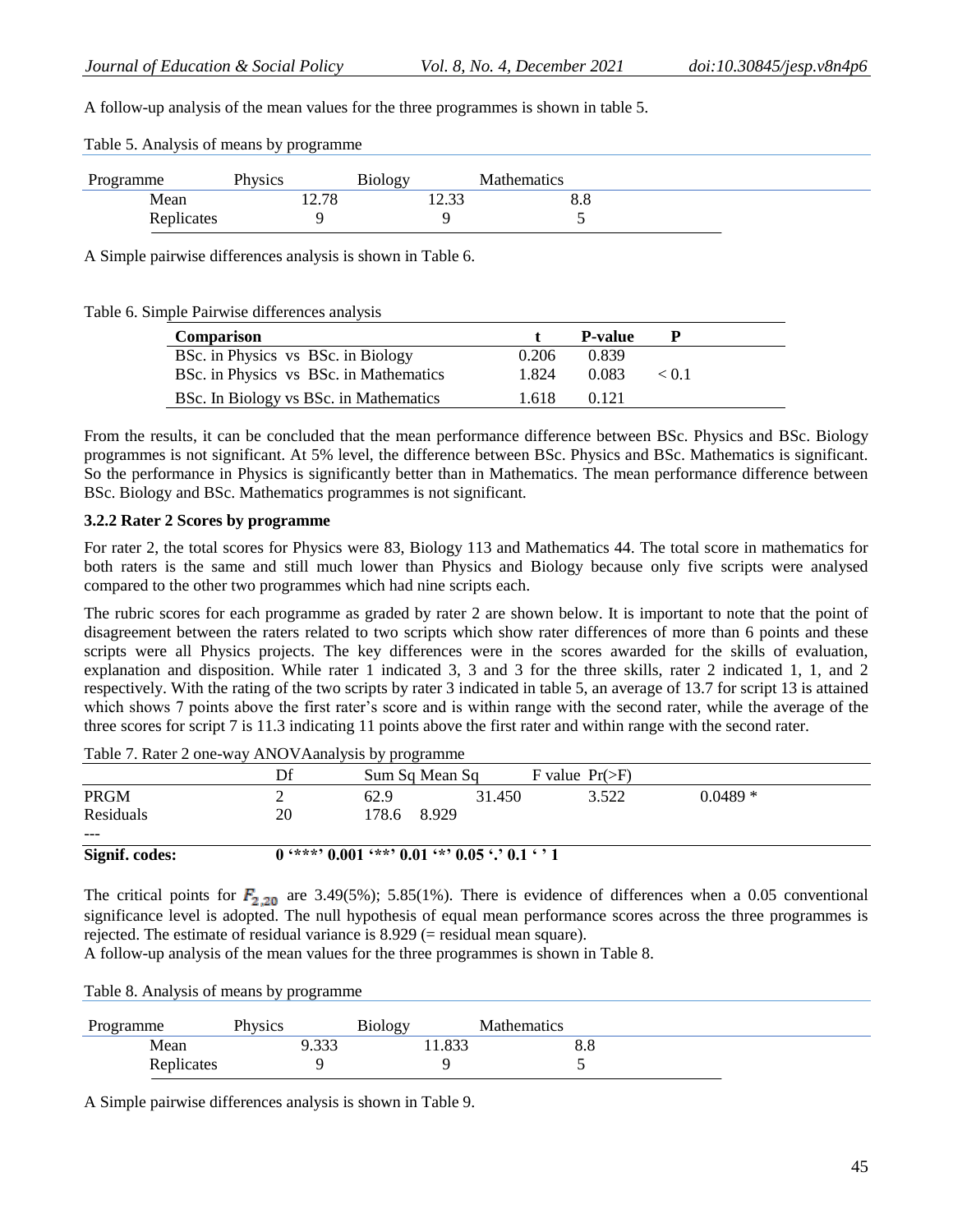A follow-up analysis of the mean values for the three programmes is shown in table 5.

Table 5. Analysis of means by programme

| Programme | Physics | Biology | Mathematics |
|---|---|---|---|
| Mean | 12.78 | 12.33 | 8.8 |
| Replicates | 9 | 9 | 5 |

A Simple pairwise differences analysis is shown in Table 6.

Table 6. Simple Pairwise differences analysis

| **Comparison** | **t** | **P-value** | **P** |
|---|---|---|---|
| BSc. in Physics vs BSc. in Biology | 0.206 | 0.839 | |
| BSc. in Physics vs BSc. in Mathematics | 1.824 | 0.083 | < 0.1 |
| BSc. In Biology vs BSc. in Mathematics | 1.618 | 0.121 | |

From the results, it can be concluded that the mean performance difference between BSc. Physics and BSc. Biology programmes is not significant. At 5% level, the difference between BSc. Physics and BSc. Mathematics is significant. So the performance in Physics is significantly better than in Mathematics. The mean performance difference between BSc. Biology and BSc. Mathematics programmes is not significant.

#### 3.2.2 Rater 2 Scores by programme

For rater 2, the total scores for Physics were 83, Biology 113 and Mathematics 44. The total score in mathematics for both raters is the same and still much lower than Physics and Biology because only five scripts were analysed compared to the other two programmes which had nine scripts each.

The rubric scores for each programme as graded by rater 2 are shown below. It is important to note that the point of disagreement between the raters related to two scripts which show rater differences of more than 6 points and these scripts were all Physics projects. The key differences were in the scores awarded for the skills of evaluation, explanation and disposition. While rater 1 indicated 3, 3 and 3 for the three skills, rater 2 indicated 1, 1, and 2 respectively. With the rating of the two scripts by rater 3 indicated in table 5, an average of 13.7 for script 13 is attained which shows 7 points above the first rater's score and is within range with the second rater, while the average of the three scores for script 7 is 11.3 indicating 11 points above the first rater and within range with the second rater.

Table 7. Rater 2 one-way ANOVAanalysis by programme

| | Df | Sum Sq | Mean Sq | F value | Pr(>F) |
|---|---|---|---|---|---|
| PRGM | 2 | 62.9 | 31.450 | 3.522 | 0.0489 * |
| Residuals | 20 | 178.6 | 8.929 | | |
| --- | | | | | |
| **Signif. codes:** | **0 '\*\*\*' 0.001 '\*\*' 0.01 '\*' 0.05 '.' 0.1 ' ' 1** | | | | |

The critical points for $F_{2,20}$ are 3.49(5%); 5.85(1%). There is evidence of differences when a 0.05 conventional significance level is adopted. The null hypothesis of equal mean performance scores across the three programmes is rejected. The estimate of residual variance is 8.929 (= residual mean square).

A follow-up analysis of the mean values for the three programmes is shown in Table 8.

Table 8. Analysis of means by programme

| Programme | Physics | Biology | Mathematics |
|---|---|---|---|
| Mean | 9.333 | 11.833 | 8.8 |
| Replicates | 9 | 9 | 5 |

A Simple pairwise differences analysis is shown in Table 9.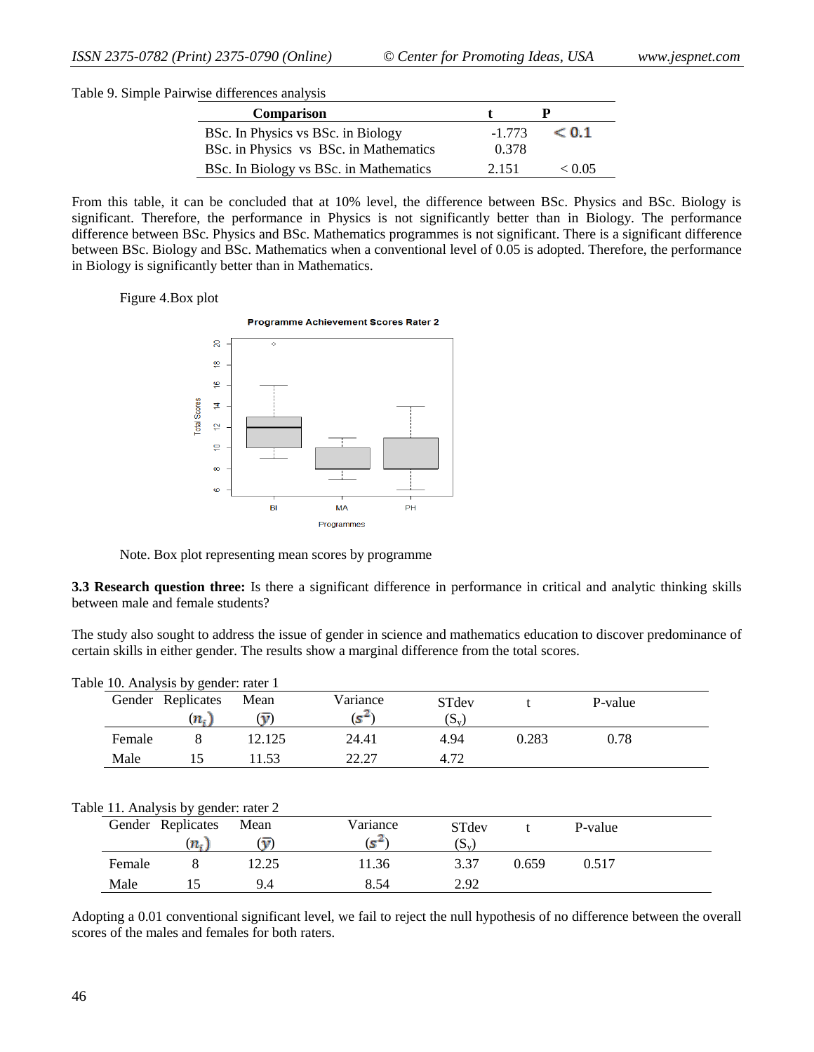Table 9. Simple Pairwise differences analysis

| Comparison | t | P |
|---|---|---|
| BSc. In Physics vs BSc. in Biology | -1.773 | $< 0.1$ |
| BSc. in Physics vs BSc. in Mathematics | 0.378 | |
| BSc. In Biology vs BSc. in Mathematics | 2.151 | $< 0.05$ |

From this table, it can be concluded that at 10% level, the difference between BSc. Physics and BSc. Biology is significant. Therefore, the performance in Physics is not significantly better than in Biology. The performance difference between BSc. Physics and BSc. Mathematics programmes is not significant. There is a significant difference between BSc. Biology and BSc. Mathematics when a conventional level of 0.05 is adopted. Therefore, the performance in Biology is significantly better than in Mathematics.

Figure 4.Box plot

Note. Box plot representing mean scores by programme

**3.3 Research question three:** Is there a significant difference in performance in critical and analytic thinking skills between male and female students?

The study also sought to address the issue of gender in science and mathematics education to discover predominance of certain skills in either gender. The results show a marginal difference from the total scores.

Table 10. Analysis by gender: rater 1

| Gender | Replicates ($n_i$) | Mean ($\bar{y}$) | Variance ($s^2$) | STdev ($S_y$) | t | P-value |
|---|---|---|---|---|---|---|
| Female | 8 | 12.125 | 24.41 | 4.94 | 0.283 | 0.78 |
| Male | 15 | 11.53 | 22.27 | 4.72 | | |

Table 11. Analysis by gender: rater 2

| Gender | Replicates ($n_i$) | Mean ($\bar{y}$) | Variance ($s^2$) | STdev ($S_y$) | t | P-value |
|---|---|---|---|---|---|---|
| Female | 8 | 12.25 | 11.36 | 3.37 | 0.659 | 0.517 |
| Male | 15 | 9.4 | 8.54 | 2.92 | | |

Adopting a 0.01 conventional significant level, we fail to reject the null hypothesis of no difference between the overall scores of the males and females for both raters.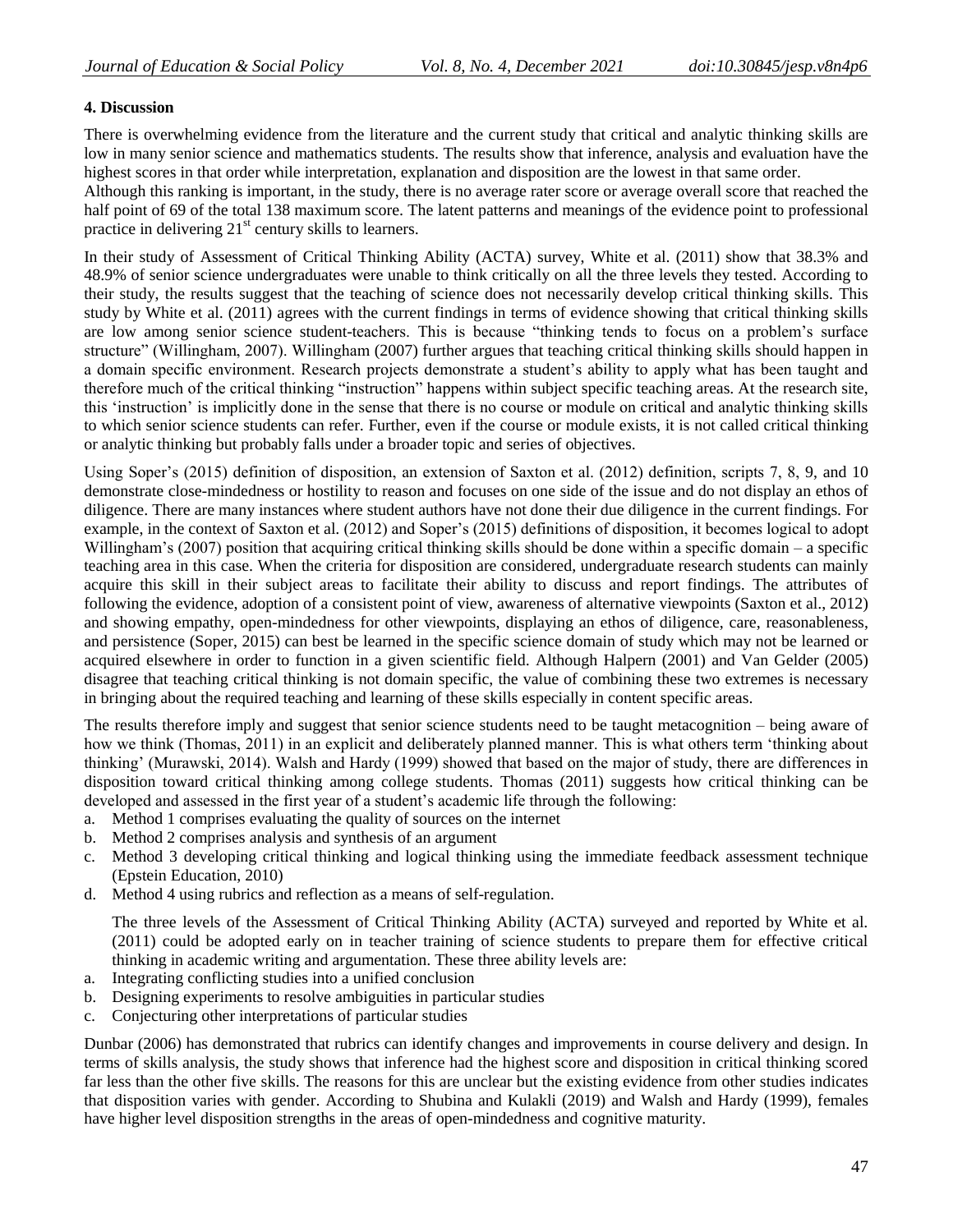### 4. Discussion

There is overwhelming evidence from the literature and the current study that critical and analytic thinking skills are low in many senior science and mathematics students. The results show that inference, analysis and evaluation have the highest scores in that order while interpretation, explanation and disposition are the lowest in that same order.

Although this ranking is important, in the study, there is no average rater score or average overall score that reached the half point of 69 of the total 138 maximum score. The latent patterns and meanings of the evidence point to professional practice in delivering 21st century skills to learners.

In their study of Assessment of Critical Thinking Ability (ACTA) survey, White et al. (2011) show that 38.3% and 48.9% of senior science undergraduates were unable to think critically on all the three levels they tested. According to their study, the results suggest that the teaching of science does not necessarily develop critical thinking skills. This study by White et al. (2011) agrees with the current findings in terms of evidence showing that critical thinking skills are low among senior science student-teachers. This is because "thinking tends to focus on a problem's surface structure" (Willingham, 2007). Willingham (2007) further argues that teaching critical thinking skills should happen in a domain specific environment. Research projects demonstrate a student's ability to apply what has been taught and therefore much of the critical thinking "instruction" happens within subject specific teaching areas. At the research site, this 'instruction' is implicitly done in the sense that there is no course or module on critical and analytic thinking skills to which senior science students can refer. Further, even if the course or module exists, it is not called critical thinking or analytic thinking but probably falls under a broader topic and series of objectives.

Using Soper's (2015) definition of disposition, an extension of Saxton et al. (2012) definition, scripts 7, 8, 9, and 10 demonstrate close-mindedness or hostility to reason and focuses on one side of the issue and do not display an ethos of diligence. There are many instances where student authors have not done their due diligence in the current findings. For example, in the context of Saxton et al. (2012) and Soper's (2015) definitions of disposition, it becomes logical to adopt Willingham's (2007) position that acquiring critical thinking skills should be done within a specific domain – a specific teaching area in this case. When the criteria for disposition are considered, undergraduate research students can mainly acquire this skill in their subject areas to facilitate their ability to discuss and report findings. The attributes of following the evidence, adoption of a consistent point of view, awareness of alternative viewpoints (Saxton et al., 2012) and showing empathy, open-mindedness for other viewpoints, displaying an ethos of diligence, care, reasonableness, and persistence (Soper, 2015) can best be learned in the specific science domain of study which may not be learned or acquired elsewhere in order to function in a given scientific field. Although Halpern (2001) and Van Gelder (2005) disagree that teaching critical thinking is not domain specific, the value of combining these two extremes is necessary in bringing about the required teaching and learning of these skills especially in content specific areas.

The results therefore imply and suggest that senior science students need to be taught metacognition – being aware of how we think (Thomas, 2011) in an explicit and deliberately planned manner. This is what others term 'thinking about thinking' (Murawski, 2014). Walsh and Hardy (1999) showed that based on the major of study, there are differences in disposition toward critical thinking among college students. Thomas (2011) suggests how critical thinking can be developed and assessed in the first year of a student's academic life through the following:

a. Method 1 comprises evaluating the quality of sources on the internet
b. Method 2 comprises analysis and synthesis of an argument
c. Method 3 developing critical thinking and logical thinking using the immediate feedback assessment technique (Epstein Education, 2010)
d. Method 4 using rubrics and reflection as a means of self-regulation.

The three levels of the Assessment of Critical Thinking Ability (ACTA) surveyed and reported by White et al. (2011) could be adopted early on in teacher training of science students to prepare them for effective critical thinking in academic writing and argumentation. These three ability levels are:

a. Integrating conflicting studies into a unified conclusion
b. Designing experiments to resolve ambiguities in particular studies
c. Conjecturing other interpretations of particular studies

Dunbar (2006) has demonstrated that rubrics can identify changes and improvements in course delivery and design. In terms of skills analysis, the study shows that inference had the highest score and disposition in critical thinking scored far less than the other five skills. The reasons for this are unclear but the existing evidence from other studies indicates that disposition varies with gender. According to Shubina and Kulakli (2019) and Walsh and Hardy (1999), females have higher level disposition strengths in the areas of open-mindedness and cognitive maturity.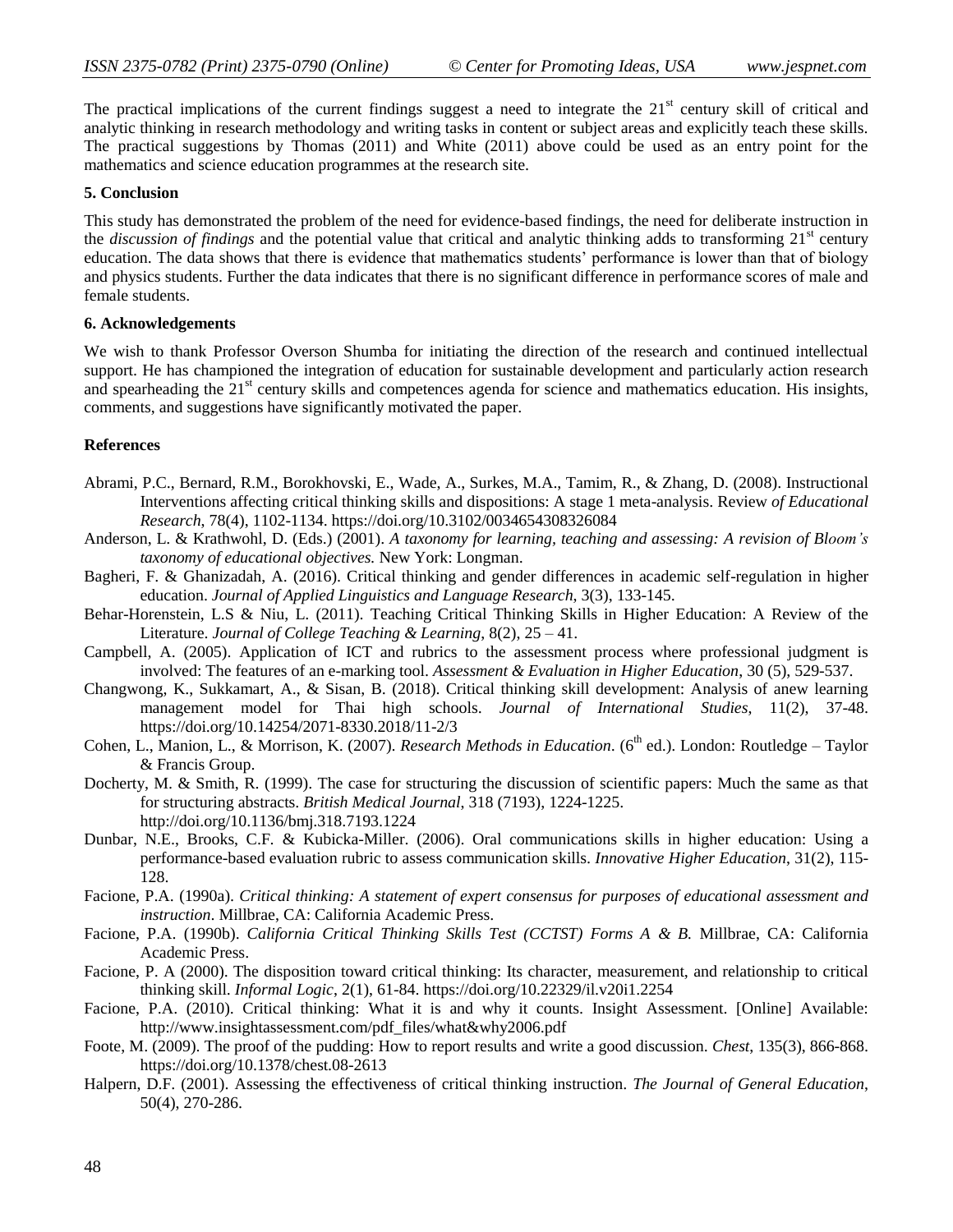The practical implications of the current findings suggest a need to integrate the 21st century skill of critical and analytic thinking in research methodology and writing tasks in content or subject areas and explicitly teach these skills. The practical suggestions by Thomas (2011) and White (2011) above could be used as an entry point for the mathematics and science education programmes at the research site.

## 5. Conclusion

This study has demonstrated the problem of the need for evidence-based findings, the need for deliberate instruction in the *discussion of findings* and the potential value that critical and analytic thinking adds to transforming 21st century education. The data shows that there is evidence that mathematics students' performance is lower than that of biology and physics students. Further the data indicates that there is no significant difference in performance scores of male and female students.

## 6. Acknowledgements

We wish to thank Professor Overson Shumba for initiating the direction of the research and continued intellectual support. He has championed the integration of education for sustainable development and particularly action research and spearheading the 21st century skills and competences agenda for science and mathematics education. His insights, comments, and suggestions have significantly motivated the paper.

## References

Abrami, P.C., Bernard, R.M., Borokhovski, E., Wade, A., Surkes, M.A., Tamim, R., & Zhang, D. (2008). Instructional Interventions affecting critical thinking skills and dispositions: A stage 1 meta-analysis. Review *of Educational Research*, 78(4), 1102-1134. https://doi.org/10.3102/0034654308326084

Anderson, L. & Krathwohl, D. (Eds.) (2001). *A taxonomy for learning, teaching and assessing: A revision of Bloom's taxonomy of educational objectives.* New York: Longman.

Bagheri, F. & Ghanizadah, A. (2016). Critical thinking and gender differences in academic self-regulation in higher education. *Journal of Applied Linguistics and Language Research*, 3(3), 133-145.

Behar-Horenstein, L.S & Niu, L. (2011). Teaching Critical Thinking Skills in Higher Education: A Review of the Literature. *Journal of College Teaching & Learning*, 8(2), 25 – 41.

Campbell, A. (2005). Application of ICT and rubrics to the assessment process where professional judgment is involved: The features of an e-marking tool. *Assessment & Evaluation in Higher Education*, 30 (5), 529-537.

Changwong, K., Sukkamart, A., & Sisan, B. (2018). Critical thinking skill development: Analysis of anew learning management model for Thai high schools. *Journal of International Studies*, 11(2), 37-48. https://doi.org/10.14254/2071-8330.2018/11-2/3

Cohen, L., Manion, L., & Morrison, K. (2007). *Research Methods in Education*. (6th ed.). London: Routledge – Taylor & Francis Group.

Docherty, M. & Smith, R. (1999). The case for structuring the discussion of scientific papers: Much the same as that for structuring abstracts. *British Medical Journal*, 318 (7193), 1224-1225. http://doi.org/10.1136/bmj.318.7193.1224

Dunbar, N.E., Brooks, C.F. & Kubicka-Miller. (2006). Oral communications skills in higher education: Using a performance-based evaluation rubric to assess communication skills. *Innovative Higher Education*, 31(2), 115-128.

Facione, P.A. (1990a). *Critical thinking: A statement of expert consensus for purposes of educational assessment and instruction*. Millbrae, CA: California Academic Press.

Facione, P.A. (1990b). *California Critical Thinking Skills Test (CCTST) Forms A & B.* Millbrae, CA: California Academic Press.

Facione, P. A (2000). The disposition toward critical thinking: Its character, measurement, and relationship to critical thinking skill. *Informal Logic*, 2(1), 61-84. https://doi.org/10.22329/il.v20i1.2254

Facione, P.A. (2010). Critical thinking: What it is and why it counts. Insight Assessment. [Online] Available: http://www.insightassessment.com/pdf_files/what&why2006.pdf

Foote, M. (2009). The proof of the pudding: How to report results and write a good discussion. *Chest*, 135(3), 866-868. https://doi.org/10.1378/chest.08-2613

Halpern, D.F. (2001). Assessing the effectiveness of critical thinking instruction. *The Journal of General Education*, 50(4), 270-286.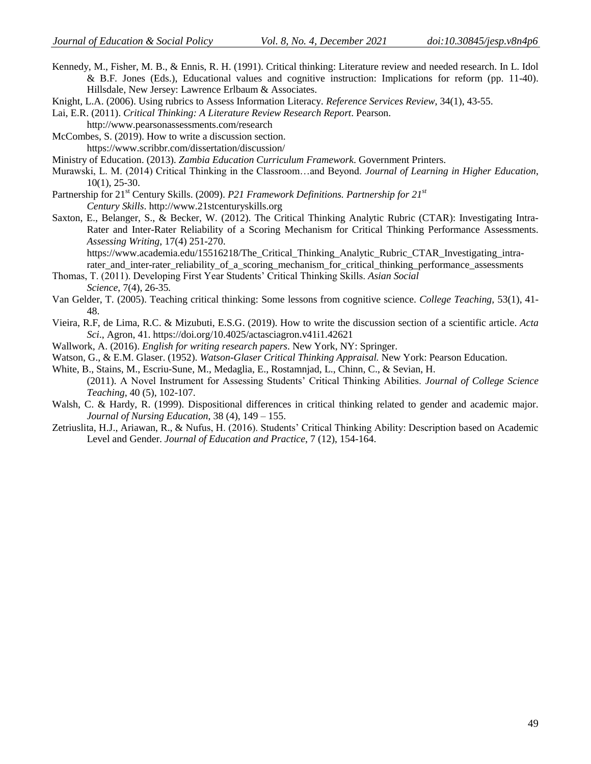Kennedy, M., Fisher, M. B., & Ennis, R. H. (1991). Critical thinking: Literature review and needed research. In L. Idol & B.F. Jones (Eds.), Educational values and cognitive instruction: Implications for reform (pp. 11-40). Hillsdale, New Jersey: Lawrence Erlbaum & Associates.

Knight, L.A. (2006). Using rubrics to Assess Information Literacy. *Reference Services Review*, 34(1), 43-55.

Lai, E.R. (2011). *Critical Thinking: A Literature Review Research Report*. Pearson. http://www.pearsonassessments.com/research

McCombes, S. (2019). How to write a discussion section. https://www.scribbr.com/dissertation/discussion/

Ministry of Education. (2013). *Zambia Education Curriculum Framework*. Government Printers.

Murawski, L. M. (2014) Critical Thinking in the Classroom…and Beyond. *Journal of Learning in Higher Education*, 10(1), 25-30.

Partnership for 21st Century Skills. (2009). *P21 Framework Definitions. Partnership for 21st Century Skills*. http://www.21stcenturyskills.org

Saxton, E., Belanger, S., & Becker, W. (2012). The Critical Thinking Analytic Rubric (CTAR): Investigating Intra-Rater and Inter-Rater Reliability of a Scoring Mechanism for Critical Thinking Performance Assessments. *Assessing Writing*, 17(4) 251-270. https://www.academia.edu/15516218/The_Critical_Thinking_Analytic_Rubric_CTAR_Investigating_intra-rater_and_inter-rater_reliability_of_a_scoring_mechanism_for_critical_thinking_performance_assessments

Thomas, T. (2011). Developing First Year Students' Critical Thinking Skills. *Asian Social Science*, 7(4), 26-35.

Van Gelder, T. (2005). Teaching critical thinking: Some lessons from cognitive science. *College Teaching,* 53(1), 41-48.

Vieira, R.F, de Lima, R.C. & Mizubuti, E.S.G. (2019). How to write the discussion section of a scientific article. *Acta Sci*., Agron, 41. https://doi.org/10.4025/actasciagron.v41i1.42621

Wallwork, A. (2016). *English for writing research papers*. New York, NY: Springer.

Watson, G., & E.M. Glaser. (1952). *Watson-Glaser Critical Thinking Appraisal.* New York: Pearson Education.

White, B., Stains, M., Escriu-Sune, M., Medaglia, E., Rostamnjad, L., Chinn, C., & Sevian, H. (2011). A Novel Instrument for Assessing Students' Critical Thinking Abilities. *Journal of College Science Teaching*, 40 (5), 102-107.

Walsh, C. & Hardy, R. (1999). Dispositional differences in critical thinking related to gender and academic major. *Journal of Nursing Education*, 38 (4), 149 – 155.

Zetriuslita, H.J., Ariawan, R., & Nufus, H. (2016). Students' Critical Thinking Ability: Description based on Academic Level and Gender. *Journal of Education and Practice*, 7 (12), 154-164.